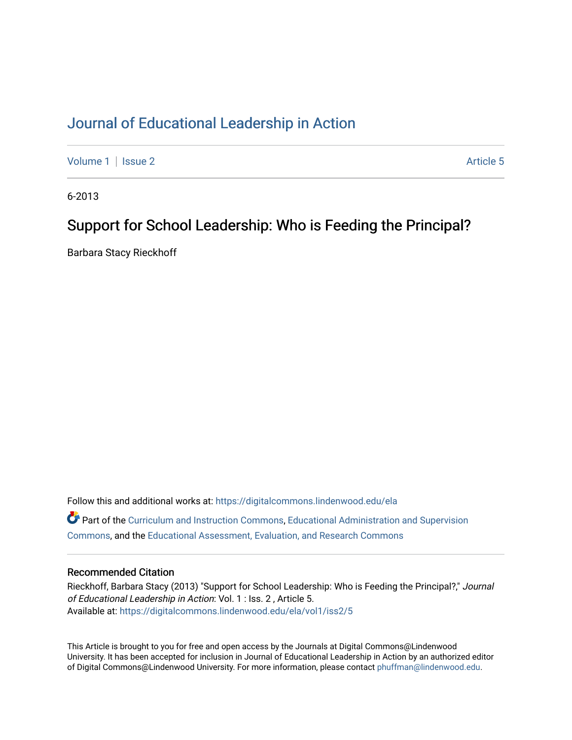# Journal of Educational Leadership in Action

Volume 1 | Issue 2 Article 5

6-2013

## Support for School Leadership: Who is Feeding the Principal?

Barbara Stacy Rieckhoff

Follow this and additional works at: https://digitalcommons.lindenwood.edu/ela

Part of the Curriculum and Instruction Commons, Educational Administration and Supervision Commons, and the Educational Assessment, Evaluation, and Research Commons

### Recommended Citation

Rieckhoff, Barbara Stacy (2013) "Support for School Leadership: Who is Feeding the Principal?," *Journal of Educational Leadership in Action*: Vol. 1 : Iss. 2 , Article 5.
Available at: https://digitalcommons.lindenwood.edu/ela/vol1/iss2/5

This Article is brought to you for free and open access by the Journals at Digital Commons@Lindenwood University. It has been accepted for inclusion in Journal of Educational Leadership in Action by an authorized editor of Digital Commons@Lindenwood University. For more information, please contact phuffman@lindenwood.edu.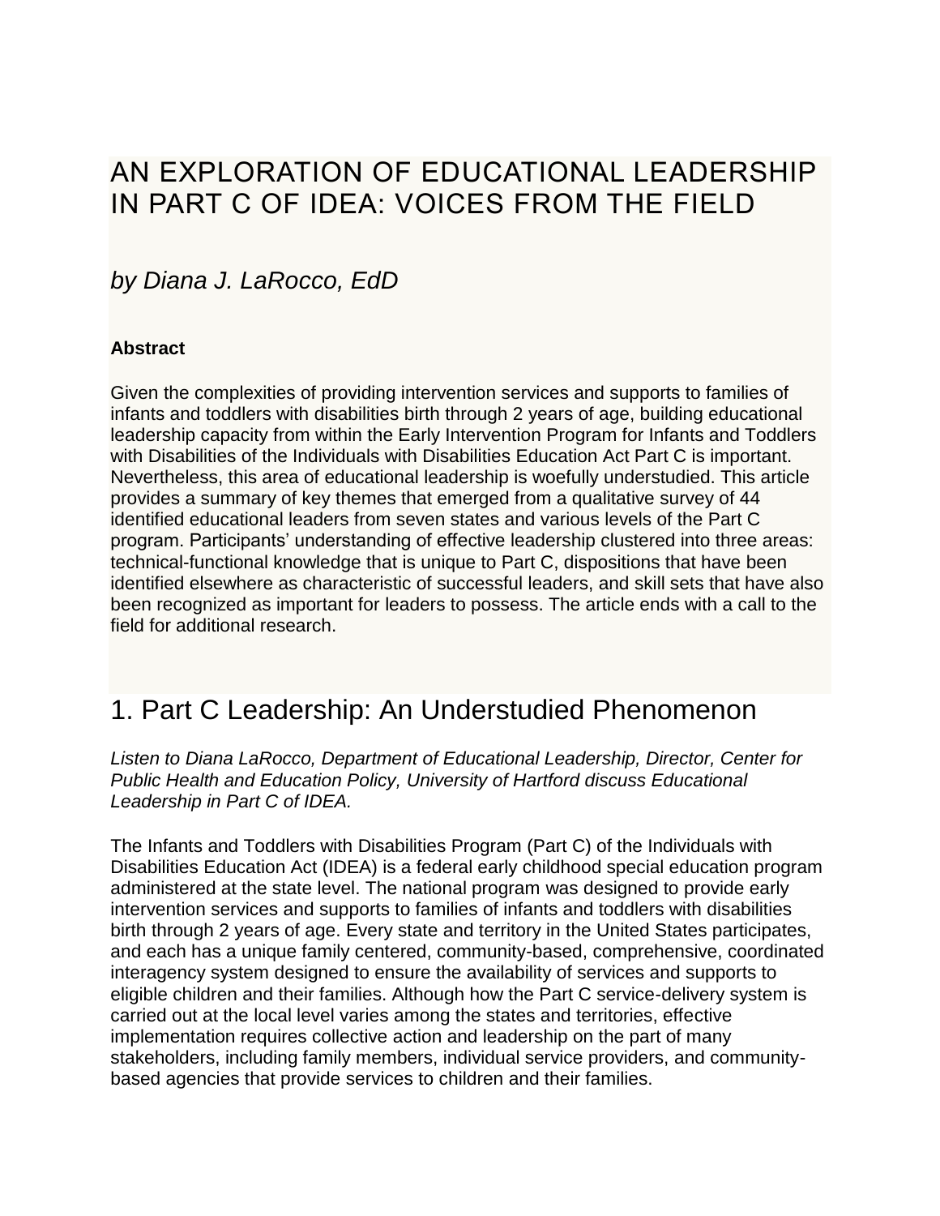# AN EXPLORATION OF EDUCATIONAL LEADERSHIP IN PART C OF IDEA: VOICES FROM THE FIELD

*by Diana J. LaRocco, EdD*

**Abstract**

Given the complexities of providing intervention services and supports to families of infants and toddlers with disabilities birth through 2 years of age, building educational leadership capacity from within the Early Intervention Program for Infants and Toddlers with Disabilities of the Individuals with Disabilities Education Act Part C is important. Nevertheless, this area of educational leadership is woefully understudied. This article provides a summary of key themes that emerged from a qualitative survey of 44 identified educational leaders from seven states and various levels of the Part C program. Participants' understanding of effective leadership clustered into three areas: technical-functional knowledge that is unique to Part C, dispositions that have been identified elsewhere as characteristic of successful leaders, and skill sets that have also been recognized as important for leaders to possess. The article ends with a call to the field for additional research.

## 1. Part C Leadership: An Understudied Phenomenon

*Listen to Diana LaRocco, Department of Educational Leadership, Director, Center for Public Health and Education Policy, University of Hartford discuss Educational Leadership in Part C of IDEA.*

The Infants and Toddlers with Disabilities Program (Part C) of the Individuals with Disabilities Education Act (IDEA) is a federal early childhood special education program administered at the state level. The national program was designed to provide early intervention services and supports to families of infants and toddlers with disabilities birth through 2 years of age. Every state and territory in the United States participates, and each has a unique family centered, community-based, comprehensive, coordinated interagency system designed to ensure the availability of services and supports to eligible children and their families. Although how the Part C service-delivery system is carried out at the local level varies among the states and territories, effective implementation requires collective action and leadership on the part of many stakeholders, including family members, individual service providers, and community-based agencies that provide services to children and their families.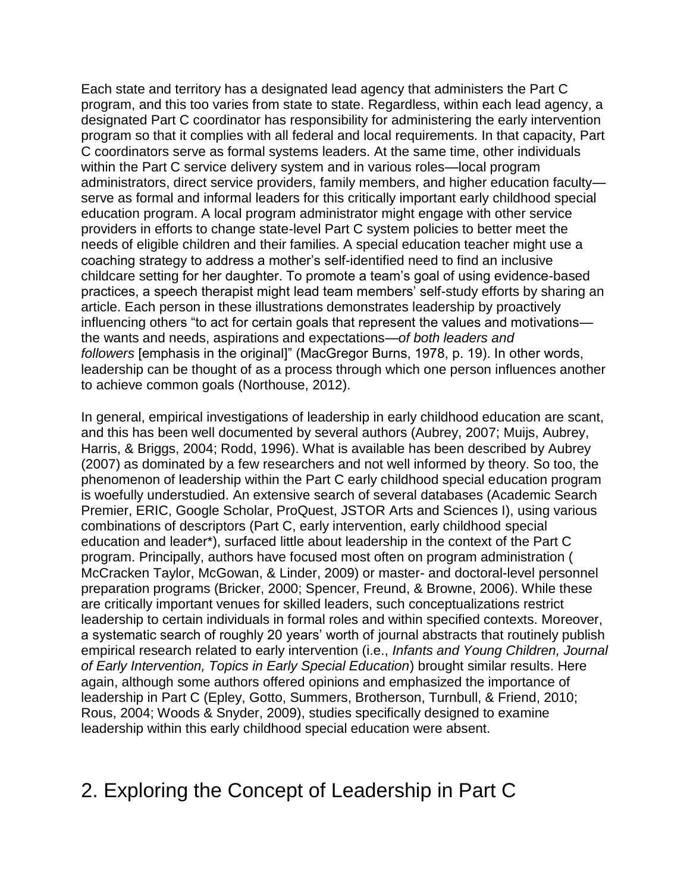Each state and territory has a designated lead agency that administers the Part C program, and this too varies from state to state. Regardless, within each lead agency, a designated Part C coordinator has responsibility for administering the early intervention program so that it complies with all federal and local requirements. In that capacity, Part C coordinators serve as formal systems leaders. At the same time, other individuals within the Part C service delivery system and in various roles—local program administrators, direct service providers, family members, and higher education faculty—serve as formal and informal leaders for this critically important early childhood special education program. A local program administrator might engage with other service providers in efforts to change state-level Part C system policies to better meet the needs of eligible children and their families. A special education teacher might use a coaching strategy to address a mother's self-identified need to find an inclusive childcare setting for her daughter. To promote a team's goal of using evidence-based practices, a speech therapist might lead team members' self-study efforts by sharing an article. Each person in these illustrations demonstrates leadership by proactively influencing others "to act for certain goals that represent the values and motivations—the wants and needs, aspirations and expectations—*of both leaders and followers* [emphasis in the original]" (MacGregor Burns, 1978, p. 19). In other words, leadership can be thought of as a process through which one person influences another to achieve common goals (Northouse, 2012).

In general, empirical investigations of leadership in early childhood education are scant, and this has been well documented by several authors (Aubrey, 2007; Muijs, Aubrey, Harris, & Briggs, 2004; Rodd, 1996). What is available has been described by Aubrey (2007) as dominated by a few researchers and not well informed by theory. So too, the phenomenon of leadership within the Part C early childhood special education program is woefully understudied. An extensive search of several databases (Academic Search Premier, ERIC, Google Scholar, ProQuest, JSTOR Arts and Sciences I), using various combinations of descriptors (Part C, early intervention, early childhood special education and leader*), surfaced little about leadership in the context of the Part C program. Principally, authors have focused most often on program administration ( McCracken Taylor, McGowan, & Linder, 2009) or master- and doctoral-level personnel preparation programs (Bricker, 2000; Spencer, Freund, & Browne, 2006). While these are critically important venues for skilled leaders, such conceptualizations restrict leadership to certain individuals in formal roles and within specified contexts. Moreover, a systematic search of roughly 20 years' worth of journal abstracts that routinely publish empirical research related to early intervention (i.e., *Infants and Young Children, Journal of Early Intervention, Topics in Early Special Education*) brought similar results. Here again, although some authors offered opinions and emphasized the importance of leadership in Part C (Epley, Gotto, Summers, Brotherson, Turnbull, & Friend, 2010; Rous, 2004; Woods & Snyder, 2009), studies specifically designed to examine leadership within this early childhood special education were absent.

## 2. Exploring the Concept of Leadership in Part C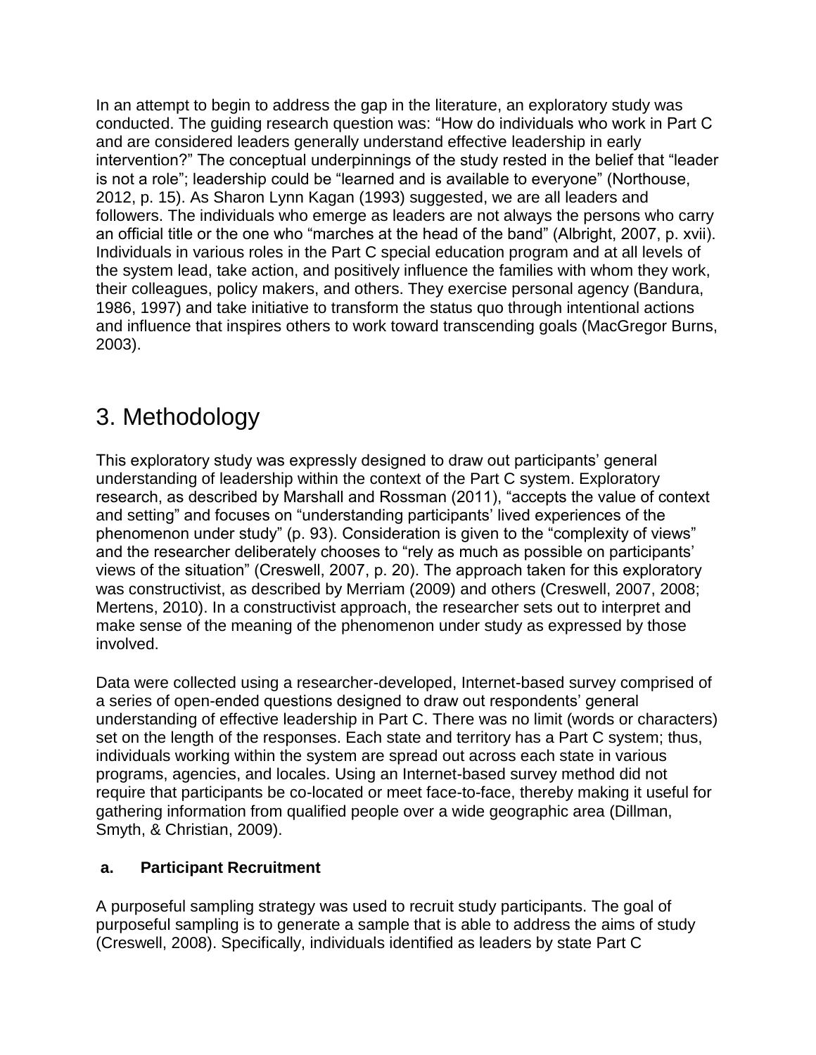In an attempt to begin to address the gap in the literature, an exploratory study was conducted. The guiding research question was: "How do individuals who work in Part C and are considered leaders generally understand effective leadership in early intervention?" The conceptual underpinnings of the study rested in the belief that "leader is not a role"; leadership could be "learned and is available to everyone" (Northouse, 2012, p. 15). As Sharon Lynn Kagan (1993) suggested, we are all leaders and followers. The individuals who emerge as leaders are not always the persons who carry an official title or the one who "marches at the head of the band" (Albright, 2007, p. xvii). Individuals in various roles in the Part C special education program and at all levels of the system lead, take action, and positively influence the families with whom they work, their colleagues, policy makers, and others. They exercise personal agency (Bandura, 1986, 1997) and take initiative to transform the status quo through intentional actions and influence that inspires others to work toward transcending goals (MacGregor Burns, 2003).

# 3. Methodology

This exploratory study was expressly designed to draw out participants' general understanding of leadership within the context of the Part C system. Exploratory research, as described by Marshall and Rossman (2011), "accepts the value of context and setting" and focuses on "understanding participants' lived experiences of the phenomenon under study" (p. 93). Consideration is given to the "complexity of views" and the researcher deliberately chooses to "rely as much as possible on participants' views of the situation" (Creswell, 2007, p. 20). The approach taken for this exploratory was constructivist, as described by Merriam (2009) and others (Creswell, 2007, 2008; Mertens, 2010). In a constructivist approach, the researcher sets out to interpret and make sense of the meaning of the phenomenon under study as expressed by those involved.

Data were collected using a researcher-developed, Internet-based survey comprised of a series of open-ended questions designed to draw out respondents' general understanding of effective leadership in Part C. There was no limit (words or characters) set on the length of the responses. Each state and territory has a Part C system; thus, individuals working within the system are spread out across each state in various programs, agencies, and locales. Using an Internet-based survey method did not require that participants be co-located or meet face-to-face, thereby making it useful for gathering information from qualified people over a wide geographic area (Dillman, Smyth, & Christian, 2009).

### a. Participant Recruitment

A purposeful sampling strategy was used to recruit study participants. The goal of purposeful sampling is to generate a sample that is able to address the aims of study (Creswell, 2008). Specifically, individuals identified as leaders by state Part C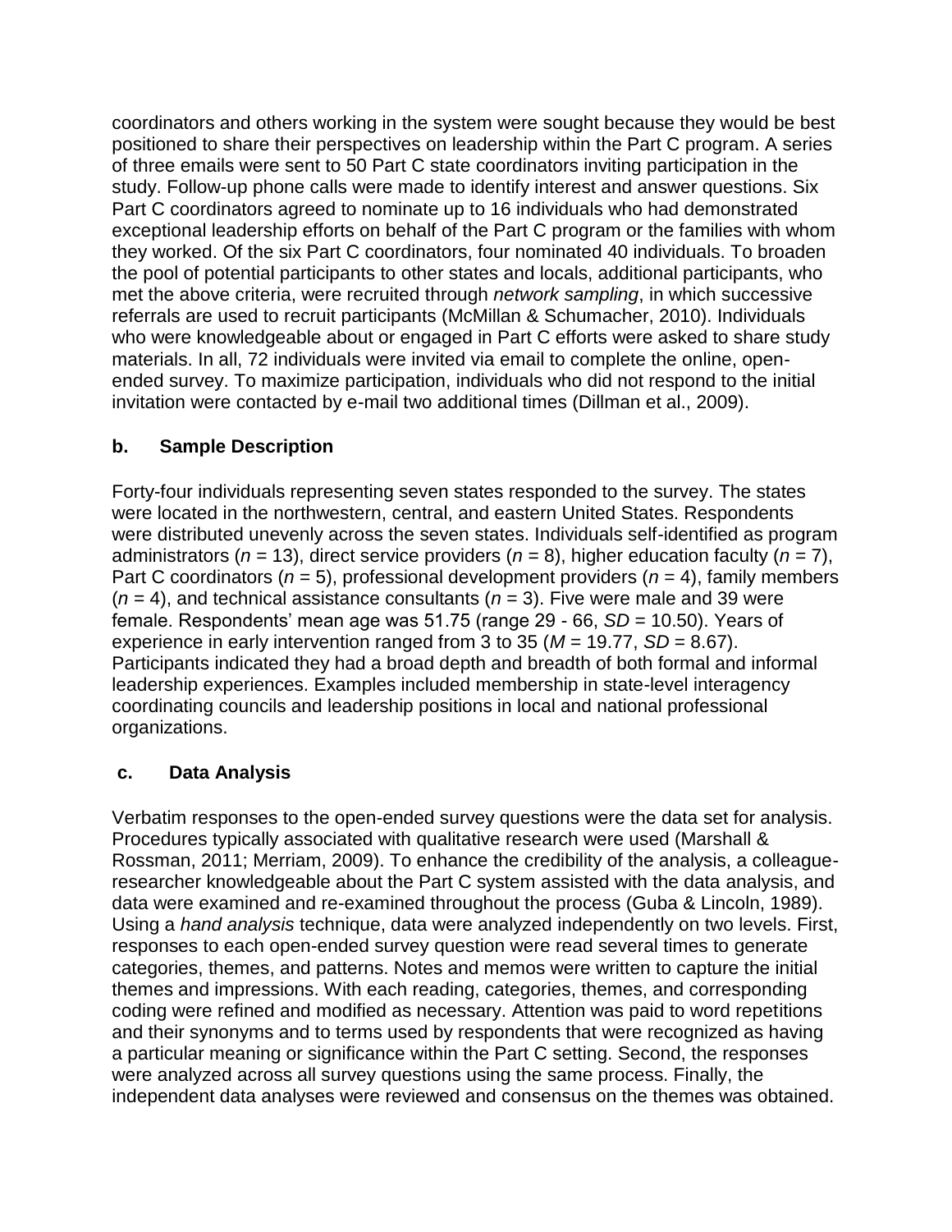coordinators and others working in the system were sought because they would be best positioned to share their perspectives on leadership within the Part C program. A series of three emails were sent to 50 Part C state coordinators inviting participation in the study. Follow-up phone calls were made to identify interest and answer questions. Six Part C coordinators agreed to nominate up to 16 individuals who had demonstrated exceptional leadership efforts on behalf of the Part C program or the families with whom they worked. Of the six Part C coordinators, four nominated 40 individuals. To broaden the pool of potential participants to other states and locals, additional participants, who met the above criteria, were recruited through *network sampling*, in which successive referrals are used to recruit participants (McMillan & Schumacher, 2010). Individuals who were knowledgeable about or engaged in Part C efforts were asked to share study materials. In all, 72 individuals were invited via email to complete the online, open-ended survey. To maximize participation, individuals who did not respond to the initial invitation were contacted by e-mail two additional times (Dillman et al., 2009).

### b. Sample Description

Forty-four individuals representing seven states responded to the survey. The states were located in the northwestern, central, and eastern United States. Respondents were distributed unevenly across the seven states. Individuals self-identified as program administrators ($n$ = 13), direct service providers ($n$ = 8), higher education faculty ($n$ = 7), Part C coordinators ($n$ = 5), professional development providers ($n$ = 4), family members ($n$ = 4), and technical assistance consultants ($n$ = 3). Five were male and 39 were female. Respondents' mean age was 51.75 (range 29 - 66, $SD$ = 10.50). Years of experience in early intervention ranged from 3 to 35 ($M$ = 19.77, $SD$ = 8.67). Participants indicated they had a broad depth and breadth of both formal and informal leadership experiences. Examples included membership in state-level interagency coordinating councils and leadership positions in local and national professional organizations.

### c. Data Analysis

Verbatim responses to the open-ended survey questions were the data set for analysis. Procedures typically associated with qualitative research were used (Marshall & Rossman, 2011; Merriam, 2009). To enhance the credibility of the analysis, a colleague-researcher knowledgeable about the Part C system assisted with the data analysis, and data were examined and re-examined throughout the process (Guba & Lincoln, 1989). Using a *hand analysis* technique, data were analyzed independently on two levels. First, responses to each open-ended survey question were read several times to generate categories, themes, and patterns. Notes and memos were written to capture the initial themes and impressions. With each reading, categories, themes, and corresponding coding were refined and modified as necessary. Attention was paid to word repetitions and their synonyms and to terms used by respondents that were recognized as having a particular meaning or significance within the Part C setting. Second, the responses were analyzed across all survey questions using the same process. Finally, the independent data analyses were reviewed and consensus on the themes was obtained.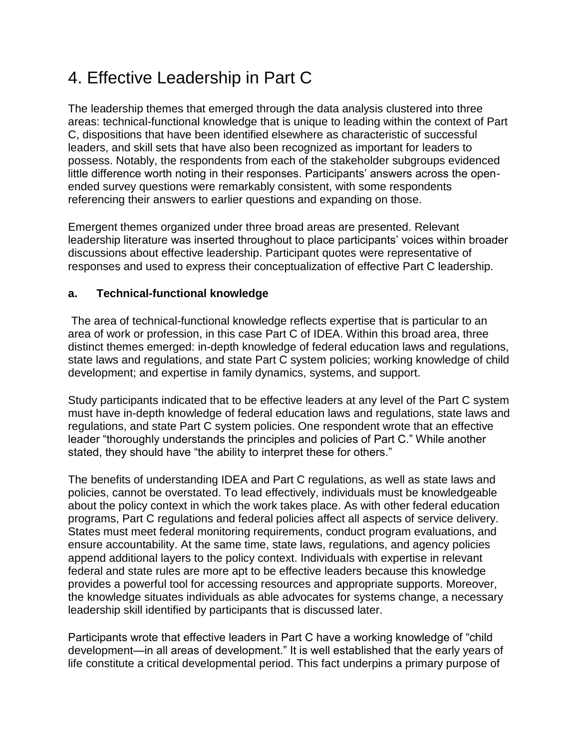# 4. Effective Leadership in Part C

The leadership themes that emerged through the data analysis clustered into three areas: technical-functional knowledge that is unique to leading within the context of Part C, dispositions that have been identified elsewhere as characteristic of successful leaders, and skill sets that have also been recognized as important for leaders to possess. Notably, the respondents from each of the stakeholder subgroups evidenced little difference worth noting in their responses. Participants' answers across the open-ended survey questions were remarkably consistent, with some respondents referencing their answers to earlier questions and expanding on those.

Emergent themes organized under three broad areas are presented. Relevant leadership literature was inserted throughout to place participants' voices within broader discussions about effective leadership. Participant quotes were representative of responses and used to express their conceptualization of effective Part C leadership.

### a. Technical-functional knowledge

The area of technical-functional knowledge reflects expertise that is particular to an area of work or profession, in this case Part C of IDEA. Within this broad area, three distinct themes emerged: in-depth knowledge of federal education laws and regulations, state laws and regulations, and state Part C system policies; working knowledge of child development; and expertise in family dynamics, systems, and support.

Study participants indicated that to be effective leaders at any level of the Part C system must have in-depth knowledge of federal education laws and regulations, state laws and regulations, and state Part C system policies. One respondent wrote that an effective leader "thoroughly understands the principles and policies of Part C." While another stated, they should have "the ability to interpret these for others."

The benefits of understanding IDEA and Part C regulations, as well as state laws and policies, cannot be overstated. To lead effectively, individuals must be knowledgeable about the policy context in which the work takes place. As with other federal education programs, Part C regulations and federal policies affect all aspects of service delivery. States must meet federal monitoring requirements, conduct program evaluations, and ensure accountability. At the same time, state laws, regulations, and agency policies append additional layers to the policy context. Individuals with expertise in relevant federal and state rules are more apt to be effective leaders because this knowledge provides a powerful tool for accessing resources and appropriate supports. Moreover, the knowledge situates individuals as able advocates for systems change, a necessary leadership skill identified by participants that is discussed later.

Participants wrote that effective leaders in Part C have a working knowledge of "child development—in all areas of development." It is well established that the early years of life constitute a critical developmental period. This fact underpins a primary purpose of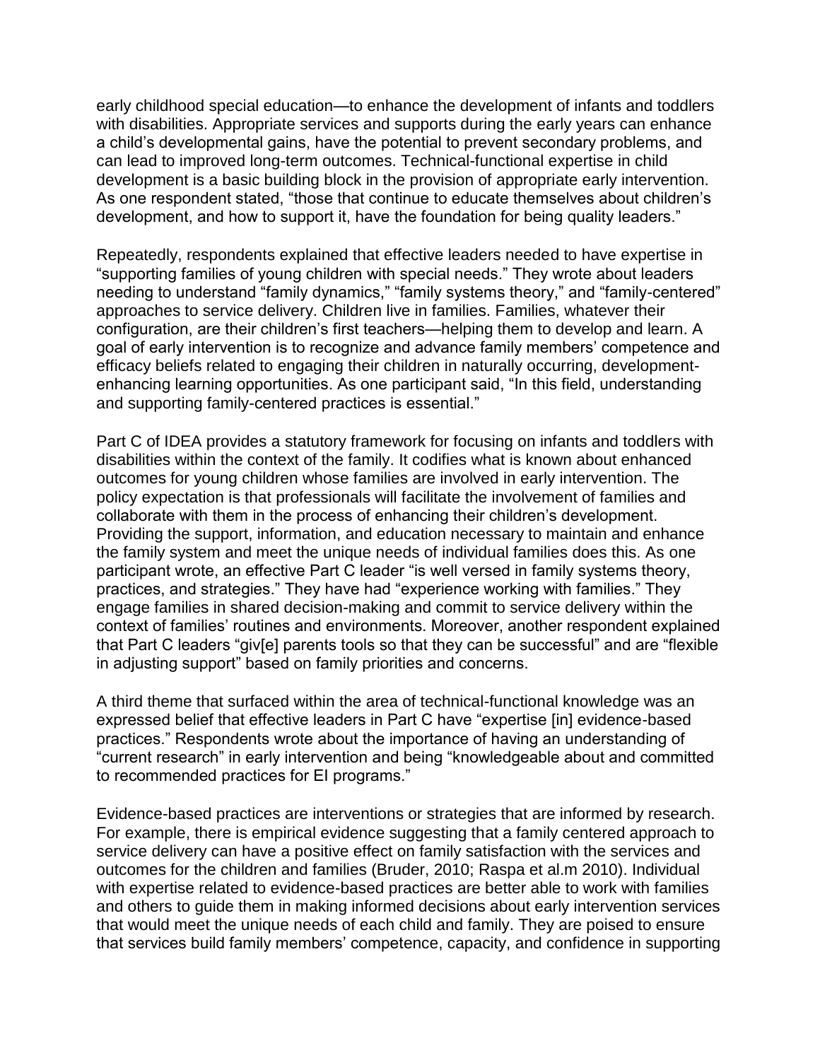early childhood special education—to enhance the development of infants and toddlers with disabilities. Appropriate services and supports during the early years can enhance a child's developmental gains, have the potential to prevent secondary problems, and can lead to improved long-term outcomes. Technical-functional expertise in child development is a basic building block in the provision of appropriate early intervention. As one respondent stated, "those that continue to educate themselves about children's development, and how to support it, have the foundation for being quality leaders."

Repeatedly, respondents explained that effective leaders needed to have expertise in "supporting families of young children with special needs." They wrote about leaders needing to understand "family dynamics," "family systems theory," and "family-centered" approaches to service delivery. Children live in families. Families, whatever their configuration, are their children's first teachers—helping them to develop and learn. A goal of early intervention is to recognize and advance family members' competence and efficacy beliefs related to engaging their children in naturally occurring, development-enhancing learning opportunities. As one participant said, "In this field, understanding and supporting family-centered practices is essential."

Part C of IDEA provides a statutory framework for focusing on infants and toddlers with disabilities within the context of the family. It codifies what is known about enhanced outcomes for young children whose families are involved in early intervention. The policy expectation is that professionals will facilitate the involvement of families and collaborate with them in the process of enhancing their children's development. Providing the support, information, and education necessary to maintain and enhance the family system and meet the unique needs of individual families does this. As one participant wrote, an effective Part C leader "is well versed in family systems theory, practices, and strategies." They have had "experience working with families." They engage families in shared decision-making and commit to service delivery within the context of families' routines and environments. Moreover, another respondent explained that Part C leaders "giv[e] parents tools so that they can be successful" and are "flexible in adjusting support" based on family priorities and concerns.

A third theme that surfaced within the area of technical-functional knowledge was an expressed belief that effective leaders in Part C have "expertise [in] evidence-based practices." Respondents wrote about the importance of having an understanding of "current research" in early intervention and being "knowledgeable about and committed to recommended practices for EI programs."

Evidence-based practices are interventions or strategies that are informed by research. For example, there is empirical evidence suggesting that a family centered approach to service delivery can have a positive effect on family satisfaction with the services and outcomes for the children and families (Bruder, 2010; Raspa et al.m 2010). Individual with expertise related to evidence-based practices are better able to work with families and others to guide them in making informed decisions about early intervention services that would meet the unique needs of each child and family. They are poised to ensure that services build family members' competence, capacity, and confidence in supporting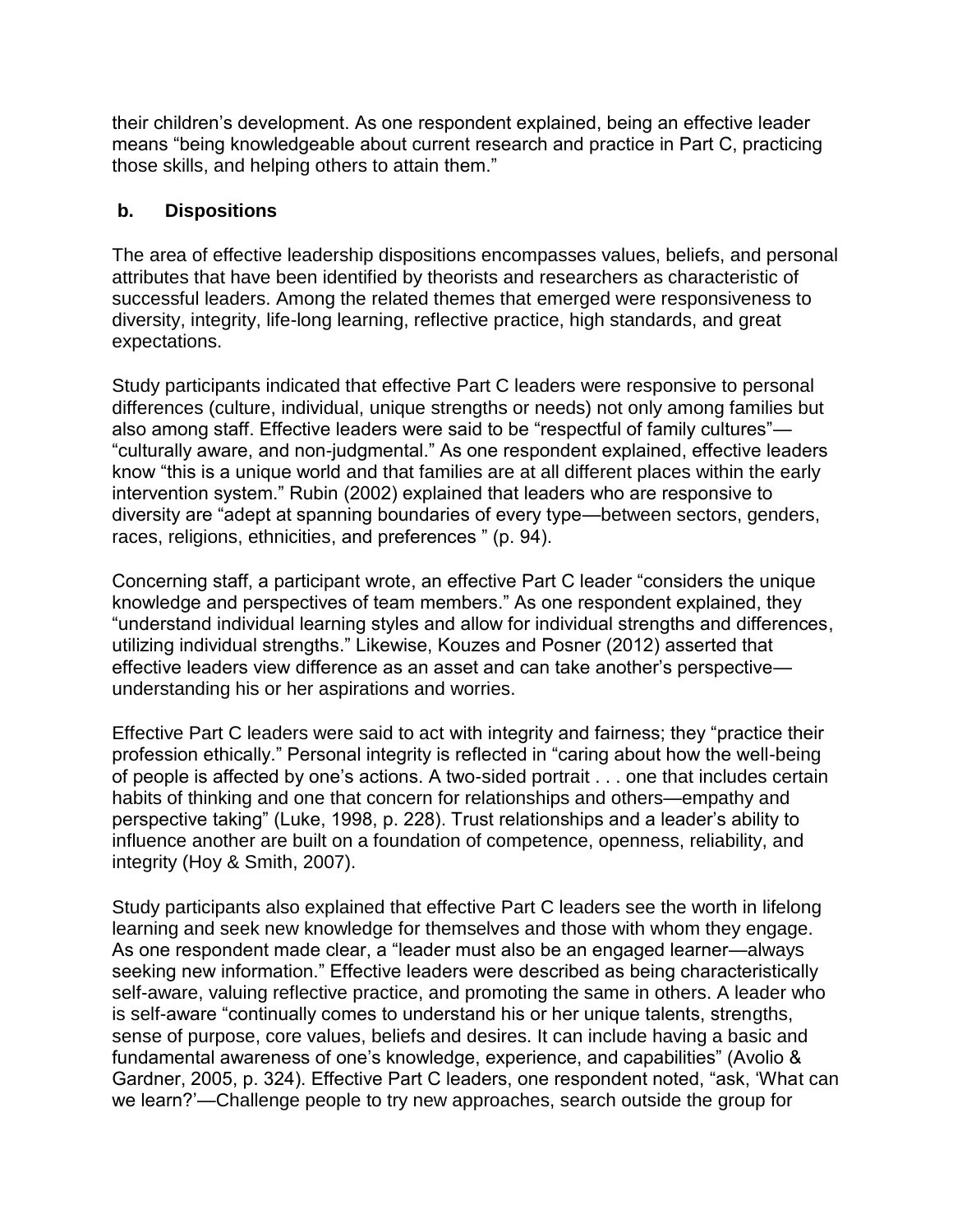their children's development. As one respondent explained, being an effective leader means "being knowledgeable about current research and practice in Part C, practicing those skills, and helping others to attain them."

### b. Dispositions

The area of effective leadership dispositions encompasses values, beliefs, and personal attributes that have been identified by theorists and researchers as characteristic of successful leaders. Among the related themes that emerged were responsiveness to diversity, integrity, life-long learning, reflective practice, high standards, and great expectations.

Study participants indicated that effective Part C leaders were responsive to personal differences (culture, individual, unique strengths or needs) not only among families but also among staff. Effective leaders were said to be "respectful of family cultures"—"culturally aware, and non-judgmental." As one respondent explained, effective leaders know "this is a unique world and that families are at all different places within the early intervention system." Rubin (2002) explained that leaders who are responsive to diversity are "adept at spanning boundaries of every type—between sectors, genders, races, religions, ethnicities, and preferences " (p. 94).

Concerning staff, a participant wrote, an effective Part C leader "considers the unique knowledge and perspectives of team members." As one respondent explained, they "understand individual learning styles and allow for individual strengths and differences, utilizing individual strengths." Likewise, Kouzes and Posner (2012) asserted that effective leaders view difference as an asset and can take another's perspective—understanding his or her aspirations and worries.

Effective Part C leaders were said to act with integrity and fairness; they "practice their profession ethically." Personal integrity is reflected in "caring about how the well-being of people is affected by one's actions. A two-sided portrait . . . one that includes certain habits of thinking and one that concern for relationships and others—empathy and perspective taking" (Luke, 1998, p. 228). Trust relationships and a leader's ability to influence another are built on a foundation of competence, openness, reliability, and integrity (Hoy & Smith, 2007).

Study participants also explained that effective Part C leaders see the worth in lifelong learning and seek new knowledge for themselves and those with whom they engage. As one respondent made clear, a "leader must also be an engaged learner—always seeking new information." Effective leaders were described as being characteristically self-aware, valuing reflective practice, and promoting the same in others. A leader who is self-aware "continually comes to understand his or her unique talents, strengths, sense of purpose, core values, beliefs and desires. It can include having a basic and fundamental awareness of one's knowledge, experience, and capabilities" (Avolio & Gardner, 2005, p. 324). Effective Part C leaders, one respondent noted, "ask, 'What can we learn?'—Challenge people to try new approaches, search outside the group for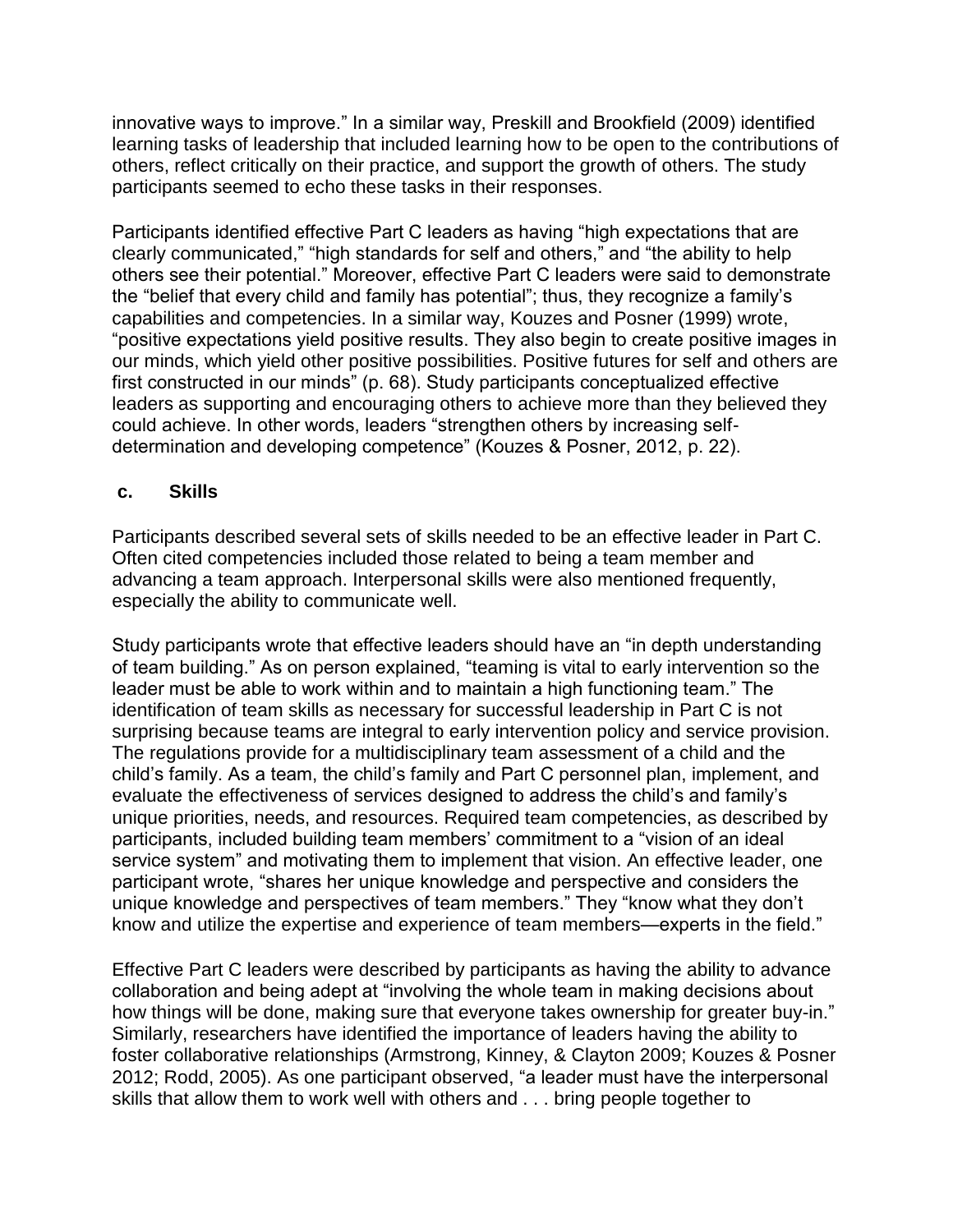innovative ways to improve." In a similar way, Preskill and Brookfield (2009) identified learning tasks of leadership that included learning how to be open to the contributions of others, reflect critically on their practice, and support the growth of others. The study participants seemed to echo these tasks in their responses.

Participants identified effective Part C leaders as having "high expectations that are clearly communicated," "high standards for self and others," and "the ability to help others see their potential." Moreover, effective Part C leaders were said to demonstrate the "belief that every child and family has potential"; thus, they recognize a family's capabilities and competencies. In a similar way, Kouzes and Posner (1999) wrote, "positive expectations yield positive results. They also begin to create positive images in our minds, which yield other positive possibilities. Positive futures for self and others are first constructed in our minds" (p. 68). Study participants conceptualized effective leaders as supporting and encouraging others to achieve more than they believed they could achieve. In other words, leaders "strengthen others by increasing self-determination and developing competence" (Kouzes & Posner, 2012, p. 22).

### c. Skills

Participants described several sets of skills needed to be an effective leader in Part C. Often cited competencies included those related to being a team member and advancing a team approach. Interpersonal skills were also mentioned frequently, especially the ability to communicate well.

Study participants wrote that effective leaders should have an "in depth understanding of team building." As on person explained, "teaming is vital to early intervention so the leader must be able to work within and to maintain a high functioning team." The identification of team skills as necessary for successful leadership in Part C is not surprising because teams are integral to early intervention policy and service provision. The regulations provide for a multidisciplinary team assessment of a child and the child's family. As a team, the child's family and Part C personnel plan, implement, and evaluate the effectiveness of services designed to address the child's and family's unique priorities, needs, and resources. Required team competencies, as described by participants, included building team members' commitment to a "vision of an ideal service system" and motivating them to implement that vision. An effective leader, one participant wrote, "shares her unique knowledge and perspective and considers the unique knowledge and perspectives of team members." They "know what they don't know and utilize the expertise and experience of team members—experts in the field."

Effective Part C leaders were described by participants as having the ability to advance collaboration and being adept at "involving the whole team in making decisions about how things will be done, making sure that everyone takes ownership for greater buy-in." Similarly, researchers have identified the importance of leaders having the ability to foster collaborative relationships (Armstrong, Kinney, & Clayton 2009; Kouzes & Posner 2012; Rodd, 2005). As one participant observed, "a leader must have the interpersonal skills that allow them to work well with others and . . . bring people together to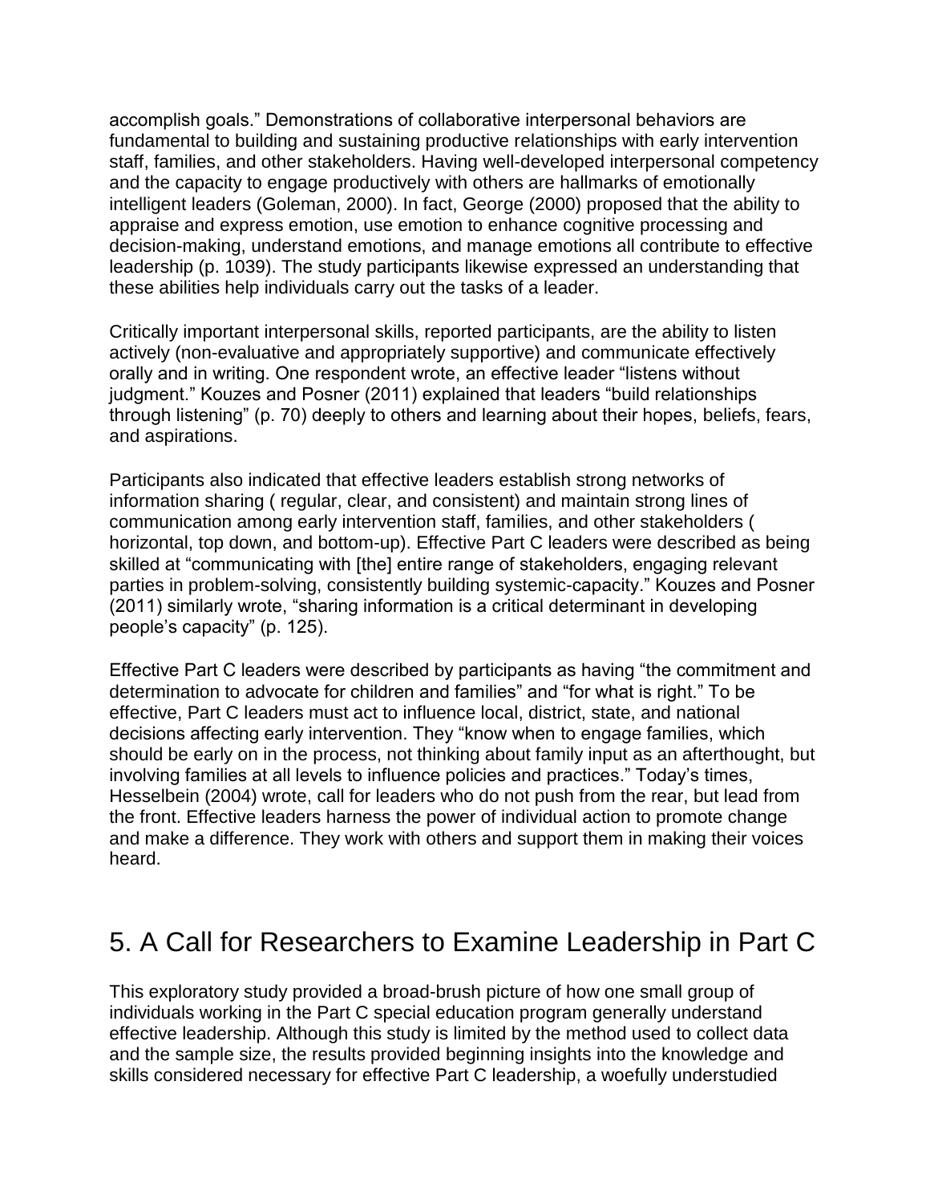accomplish goals." Demonstrations of collaborative interpersonal behaviors are fundamental to building and sustaining productive relationships with early intervention staff, families, and other stakeholders. Having well-developed interpersonal competency and the capacity to engage productively with others are hallmarks of emotionally intelligent leaders (Goleman, 2000). In fact, George (2000) proposed that the ability to appraise and express emotion, use emotion to enhance cognitive processing and decision-making, understand emotions, and manage emotions all contribute to effective leadership (p. 1039). The study participants likewise expressed an understanding that these abilities help individuals carry out the tasks of a leader.

Critically important interpersonal skills, reported participants, are the ability to listen actively (non-evaluative and appropriately supportive) and communicate effectively orally and in writing. One respondent wrote, an effective leader "listens without judgment." Kouzes and Posner (2011) explained that leaders "build relationships through listening" (p. 70) deeply to others and learning about their hopes, beliefs, fears, and aspirations.

Participants also indicated that effective leaders establish strong networks of information sharing ( regular, clear, and consistent) and maintain strong lines of communication among early intervention staff, families, and other stakeholders ( horizontal, top down, and bottom-up). Effective Part C leaders were described as being skilled at "communicating with [the] entire range of stakeholders, engaging relevant parties in problem-solving, consistently building systemic-capacity." Kouzes and Posner (2011) similarly wrote, "sharing information is a critical determinant in developing people's capacity" (p. 125).

Effective Part C leaders were described by participants as having "the commitment and determination to advocate for children and families" and "for what is right." To be effective, Part C leaders must act to influence local, district, state, and national decisions affecting early intervention. They "know when to engage families, which should be early on in the process, not thinking about family input as an afterthought, but involving families at all levels to influence policies and practices." Today's times, Hesselbein (2004) wrote, call for leaders who do not push from the rear, but lead from the front. Effective leaders harness the power of individual action to promote change and make a difference. They work with others and support them in making their voices heard.

## 5. A Call for Researchers to Examine Leadership in Part C

This exploratory study provided a broad-brush picture of how one small group of individuals working in the Part C special education program generally understand effective leadership. Although this study is limited by the method used to collect data and the sample size, the results provided beginning insights into the knowledge and skills considered necessary for effective Part C leadership, a woefully understudied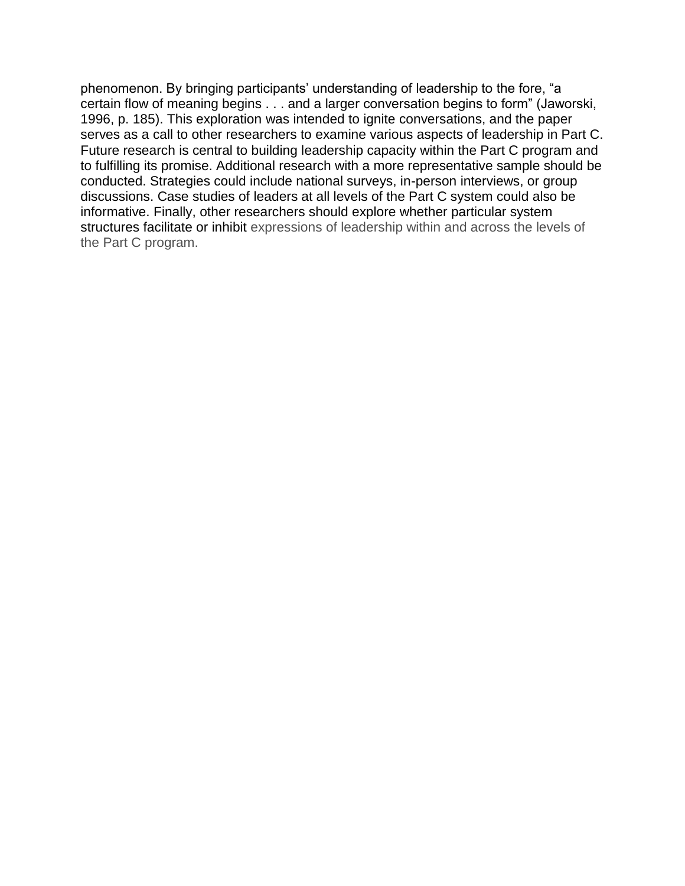phenomenon. By bringing participants' understanding of leadership to the fore, "a certain flow of meaning begins . . . and a larger conversation begins to form" (Jaworski, 1996, p. 185). This exploration was intended to ignite conversations, and the paper serves as a call to other researchers to examine various aspects of leadership in Part C. Future research is central to building leadership capacity within the Part C program and to fulfilling its promise. Additional research with a more representative sample should be conducted. Strategies could include national surveys, in-person interviews, or group discussions. Case studies of leaders at all levels of the Part C system could also be informative. Finally, other researchers should explore whether particular system structures facilitate or inhibit expressions of leadership within and across the levels of the Part C program.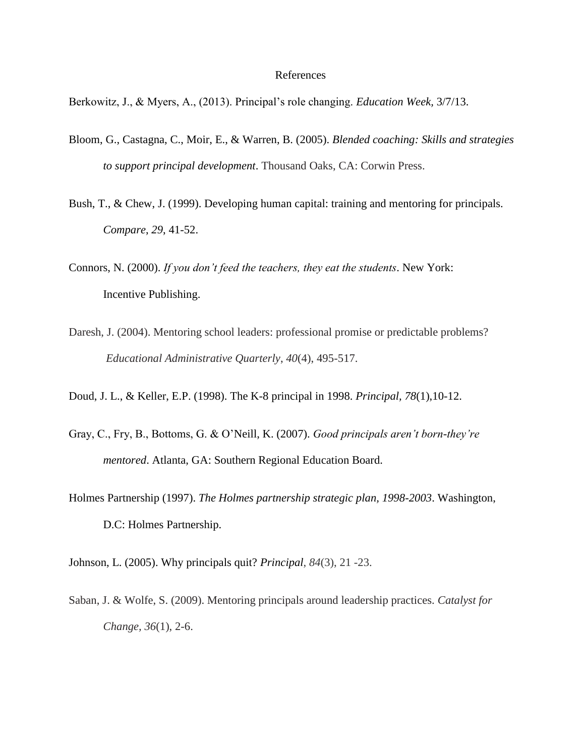# References

Berkowitz, J., & Myers, A., (2013). Principal's role changing. *Education Week*, 3/7/13.

Bloom, G., Castagna, C., Moir, E., & Warren, B. (2005). *Blended coaching: Skills and strategies to support principal development*. Thousand Oaks, CA: Corwin Press.

Bush, T., & Chew, J. (1999). Developing human capital: training and mentoring for principals. *Compare*, *29*, 41-52.

Connors, N. (2000). *If you don't feed the teachers, they eat the students*. New York: Incentive Publishing.

Daresh, J. (2004). Mentoring school leaders: professional promise or predictable problems? *Educational Administrative Quarterly*, *40*(4), 495-517.

Doud, J. L., & Keller, E.P. (1998). The K-8 principal in 1998. *Principal, 78*(1),10-12.

Gray, C., Fry, B., Bottoms, G. & O'Neill, K. (2007). *Good principals aren't born-they're mentored*. Atlanta, GA: Southern Regional Education Board.

Holmes Partnership (1997). *The Holmes partnership strategic plan, 1998-2003*. Washington, D.C: Holmes Partnership.

Johnson, L. (2005). Why principals quit? *Principal*, *84*(3), 21 -23.

Saban, J. & Wolfe, S. (2009). Mentoring principals around leadership practices. *Catalyst for Change, 36*(1), 2-6.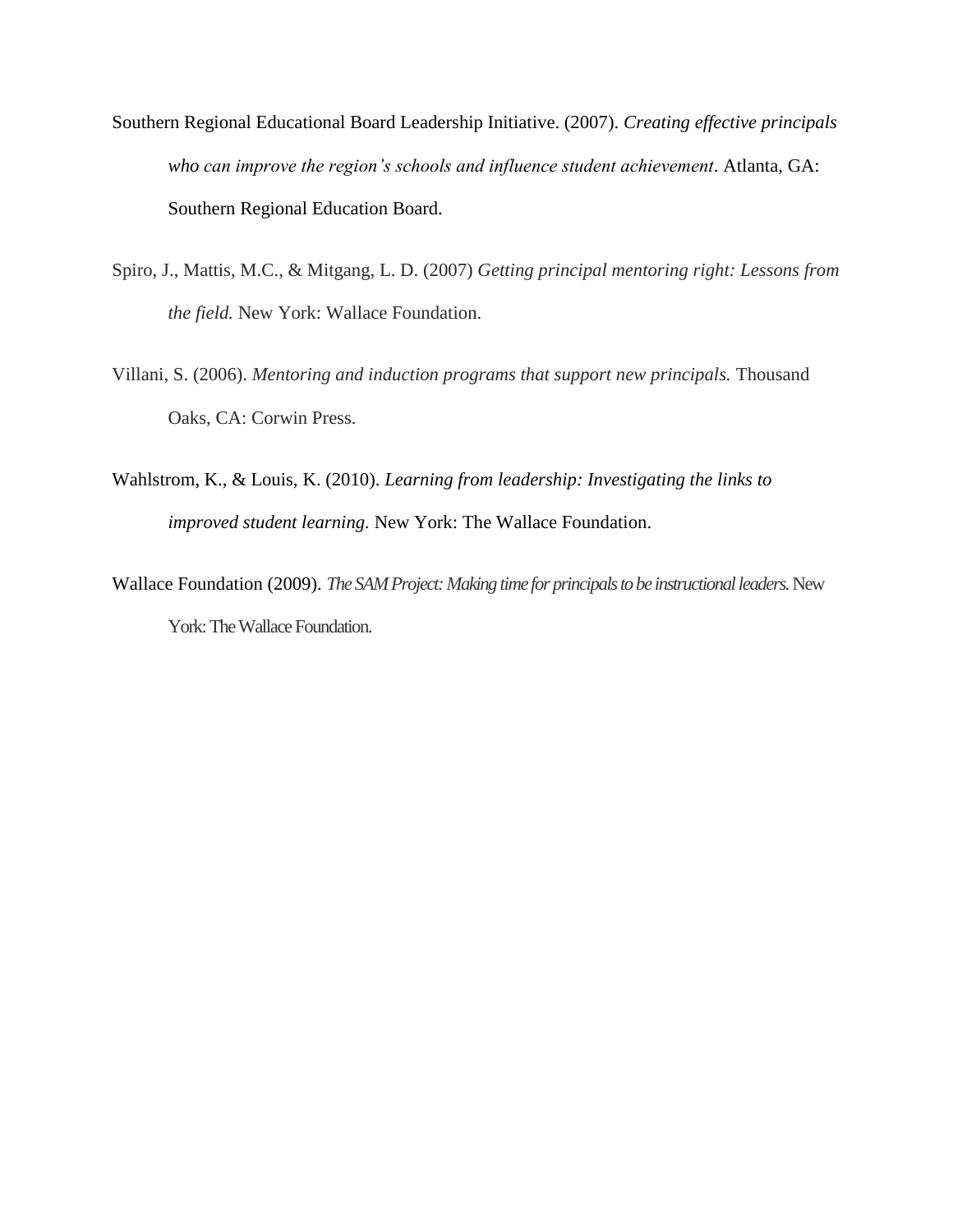Southern Regional Educational Board Leadership Initiative. (2007). *Creating effective principals who can improve the region's schools and influence student achievement*. Atlanta, GA: Southern Regional Education Board.

Spiro, J., Mattis, M.C., & Mitgang, L. D. (2007) *Getting principal mentoring right: Lessons from the field.* New York: Wallace Foundation.

Villani, S. (2006). *Mentoring and induction programs that support new principals.* Thousand Oaks, CA: Corwin Press.

Wahlstrom, K., & Louis, K. (2010). *Learning from leadership: Investigating the links to improved student learning.* New York: The Wallace Foundation.

Wallace Foundation (2009). *The SAM Project: Making time for principals to be instructional leaders.* New York: The Wallace Foundation.